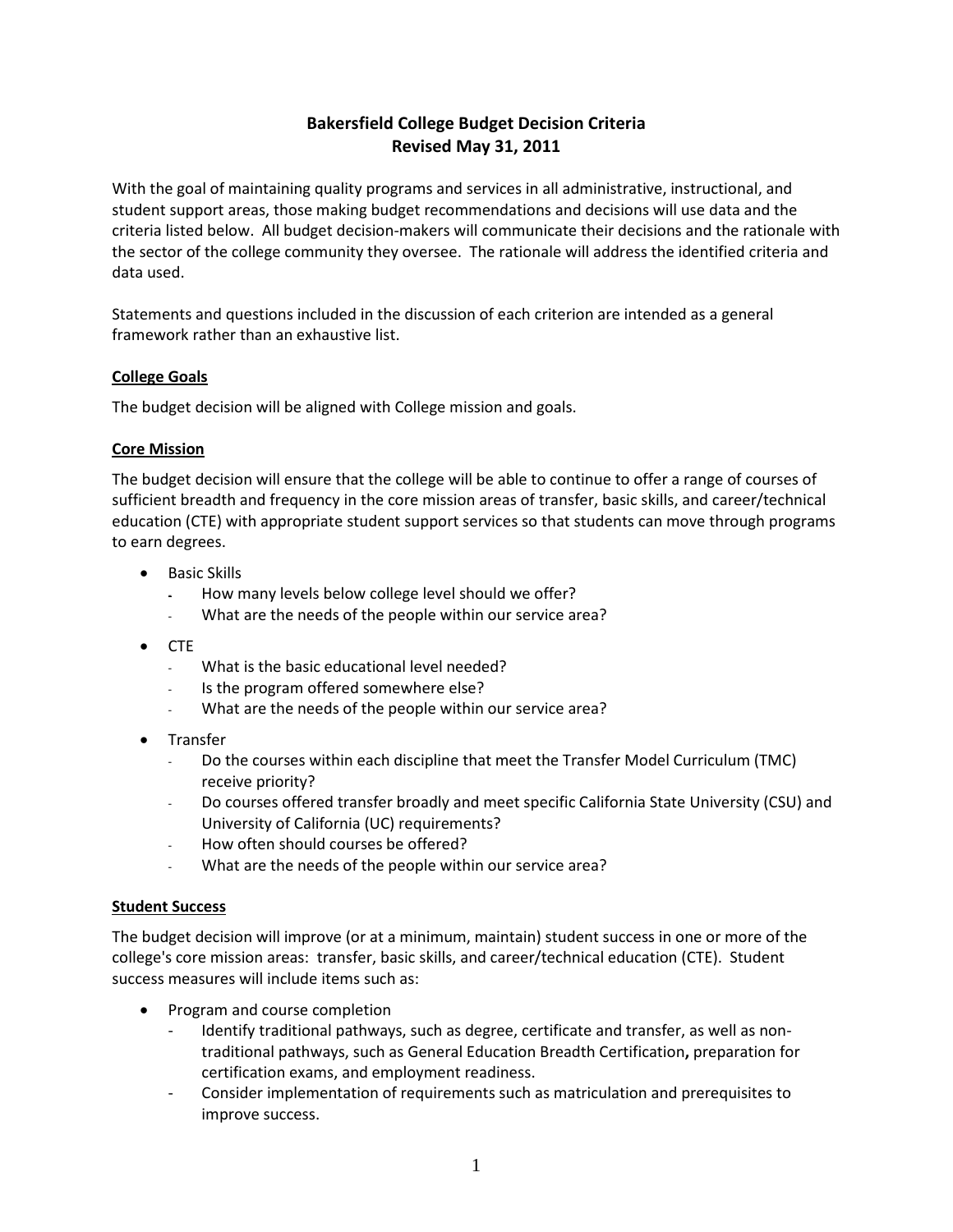# Bakersfield College Budget Decision Criteria
## Revised May 31, 2011

With the goal of maintaining quality programs and services in all administrative, instructional, and student support areas, those making budget recommendations and decisions will use data and the criteria listed below. All budget decision-makers will communicate their decisions and the rationale with the sector of the college community they oversee. The rationale will address the identified criteria and data used.

Statements and questions included in the discussion of each criterion are intended as a general framework rather than an exhaustive list.

### College Goals

The budget decision will be aligned with College mission and goals.

### Core Mission

The budget decision will ensure that the college will be able to continue to offer a range of courses of sufficient breadth and frequency in the core mission areas of transfer, basic skills, and career/technical education (CTE) with appropriate student support services so that students can move through programs to earn degrees.

- Basic Skills
  - How many levels below college level should we offer?
  - What are the needs of the people within our service area?
- CTE
  - What is the basic educational level needed?
  - Is the program offered somewhere else?
  - What are the needs of the people within our service area?
- Transfer
  - Do the courses within each discipline that meet the Transfer Model Curriculum (TMC) receive priority?
  - Do courses offered transfer broadly and meet specific California State University (CSU) and University of California (UC) requirements?
  - How often should courses be offered?
  - What are the needs of the people within our service area?

### Student Success

The budget decision will improve (or at a minimum, maintain) student success in one or more of the college's core mission areas: transfer, basic skills, and career/technical education (CTE). Student success measures will include items such as:

- Program and course completion
  - Identify traditional pathways, such as degree, certificate and transfer, as well as non-traditional pathways, such as General Education Breadth Certification**,** preparation for certification exams, and employment readiness.
  - Consider implementation of requirements such as matriculation and prerequisites to improve success.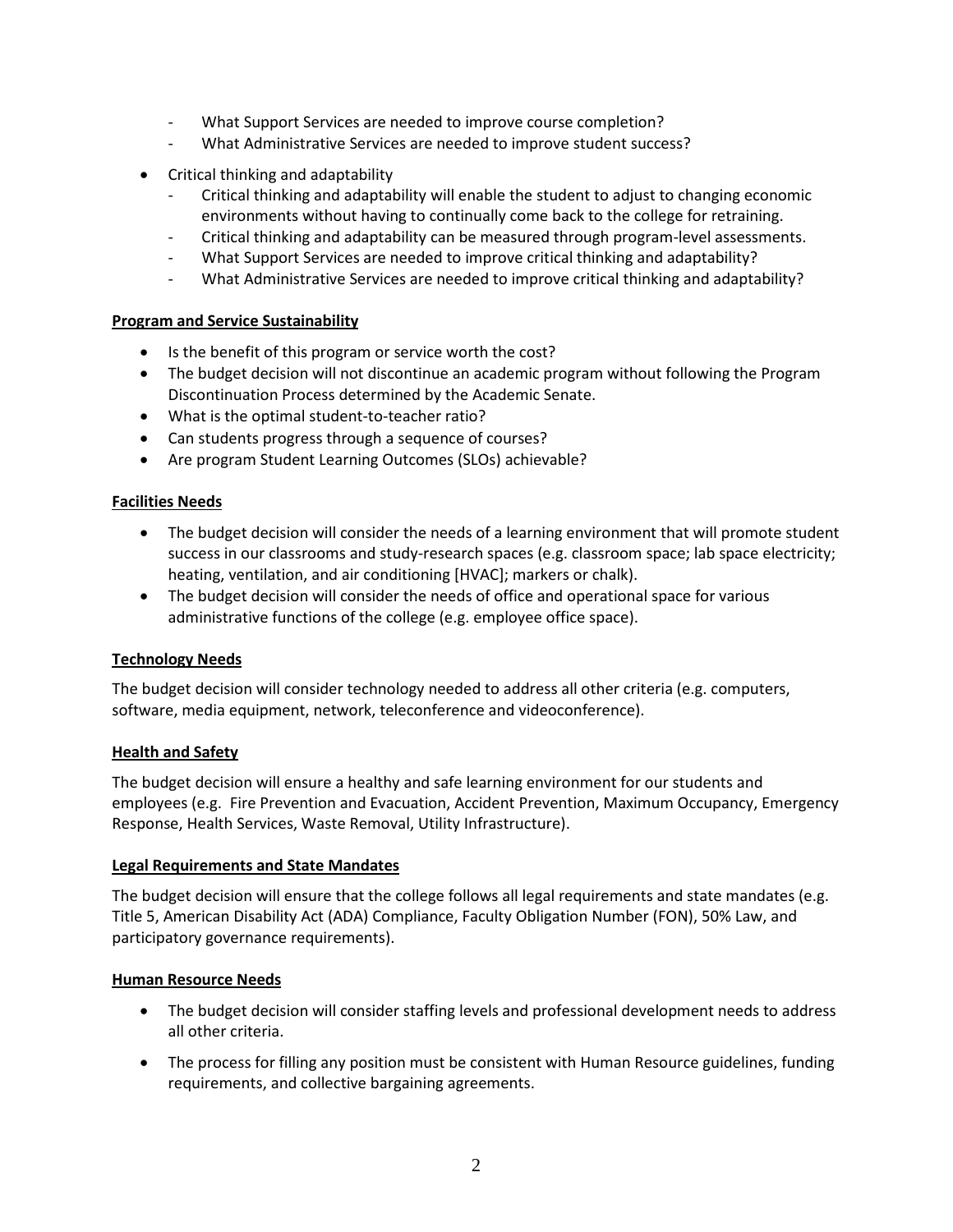- What Support Services are needed to improve course completion?
  - What Administrative Services are needed to improve student success?

- Critical thinking and adaptability
  - Critical thinking and adaptability will enable the student to adjust to changing economic environments without having to continually come back to the college for retraining.
  - Critical thinking and adaptability can be measured through program-level assessments.
  - What Support Services are needed to improve critical thinking and adaptability?
  - What Administrative Services are needed to improve critical thinking and adaptability?

**Program and Service Sustainability**

- Is the benefit of this program or service worth the cost?
- The budget decision will not discontinue an academic program without following the Program Discontinuation Process determined by the Academic Senate.
- What is the optimal student-to-teacher ratio?
- Can students progress through a sequence of courses?
- Are program Student Learning Outcomes (SLOs) achievable?

**Facilities Needs**

- The budget decision will consider the needs of a learning environment that will promote student success in our classrooms and study-research spaces (e.g. classroom space; lab space electricity; heating, ventilation, and air conditioning [HVAC]; markers or chalk).
- The budget decision will consider the needs of office and operational space for various administrative functions of the college (e.g. employee office space).

**Technology Needs**

The budget decision will consider technology needed to address all other criteria (e.g. computers, software, media equipment, network, teleconference and videoconference).

**Health and Safety**

The budget decision will ensure a healthy and safe learning environment for our students and employees (e.g. Fire Prevention and Evacuation, Accident Prevention, Maximum Occupancy, Emergency Response, Health Services, Waste Removal, Utility Infrastructure).

**Legal Requirements and State Mandates**

The budget decision will ensure that the college follows all legal requirements and state mandates (e.g. Title 5, American Disability Act (ADA) Compliance, Faculty Obligation Number (FON), 50% Law, and participatory governance requirements).

**Human Resource Needs**

- The budget decision will consider staffing levels and professional development needs to address all other criteria.
- The process for filling any position must be consistent with Human Resource guidelines, funding requirements, and collective bargaining agreements.